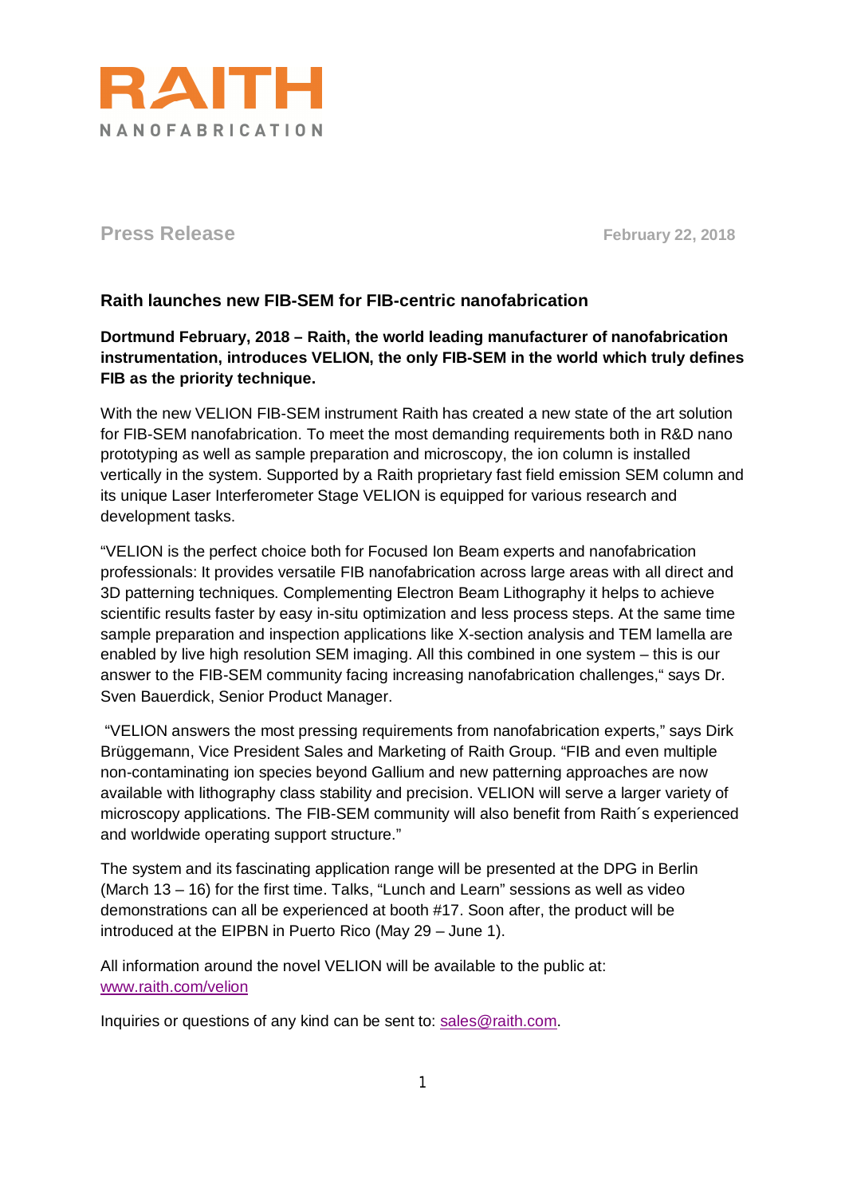RAITH
NANOFABRICATION

**Press Release** | **February 22, 2018**

## Raith launches new FIB-SEM for FIB-centric nanofabrication

**Dortmund February, 2018 – Raith, the world leading manufacturer of nanofabrication instrumentation, introduces VELION, the only FIB-SEM in the world which truly defines FIB as the priority technique.**

With the new VELION FIB-SEM instrument Raith has created a new state of the art solution for FIB-SEM nanofabrication. To meet the most demanding requirements both in R&D nano prototyping as well as sample preparation and microscopy, the ion column is installed vertically in the system. Supported by a Raith proprietary fast field emission SEM column and its unique Laser Interferometer Stage VELION is equipped for various research and development tasks.

"VELION is the perfect choice both for Focused Ion Beam experts and nanofabrication professionals: It provides versatile FIB nanofabrication across large areas with all direct and 3D patterning techniques. Complementing Electron Beam Lithography it helps to achieve scientific results faster by easy in-situ optimization and less process steps. At the same time sample preparation and inspection applications like X-section analysis and TEM lamella are enabled by live high resolution SEM imaging. All this combined in one system – this is our answer to the FIB-SEM community facing increasing nanofabrication challenges," says Dr. Sven Bauerdick, Senior Product Manager.

"VELION answers the most pressing requirements from nanofabrication experts," says Dirk Brüggemann, Vice President Sales and Marketing of Raith Group. "FIB and even multiple non-contaminating ion species beyond Gallium and new patterning approaches are now available with lithography class stability and precision. VELION will serve a larger variety of microscopy applications. The FIB-SEM community will also benefit from Raith´s experienced and worldwide operating support structure."

The system and its fascinating application range will be presented at the DPG in Berlin (March 13 – 16) for the first time. Talks, "Lunch and Learn" sessions as well as video demonstrations can all be experienced at booth #17. Soon after, the product will be introduced at the EIPBN in Puerto Rico (May 29 – June 1).

All information around the novel VELION will be available to the public at: www.raith.com/velion

Inquiries or questions of any kind can be sent to: sales@raith.com.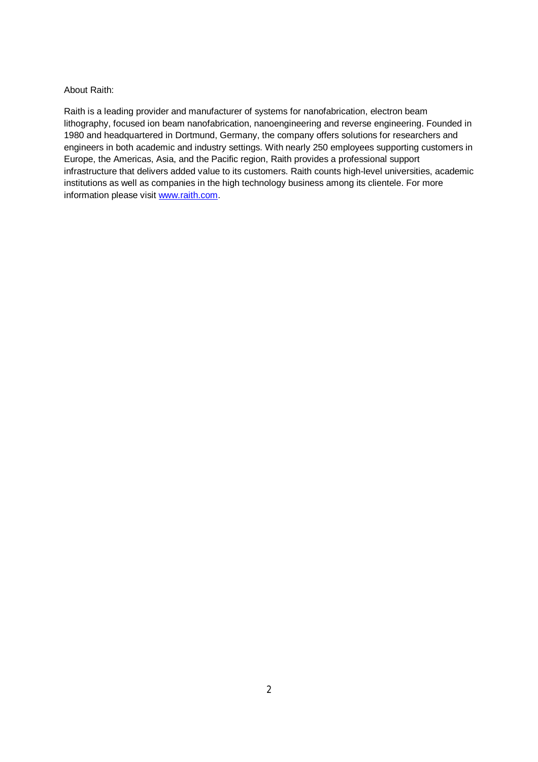About Raith:

Raith is a leading provider and manufacturer of systems for nanofabrication, electron beam lithography, focused ion beam nanofabrication, nanoengineering and reverse engineering. Founded in 1980 and headquartered in Dortmund, Germany, the company offers solutions for researchers and engineers in both academic and industry settings. With nearly 250 employees supporting customers in Europe, the Americas, Asia, and the Pacific region, Raith provides a professional support infrastructure that delivers added value to its customers. Raith counts high-level universities, academic institutions as well as companies in the high technology business among its clientele. For more information please visit [www.raith.com](http://www.raith.com).